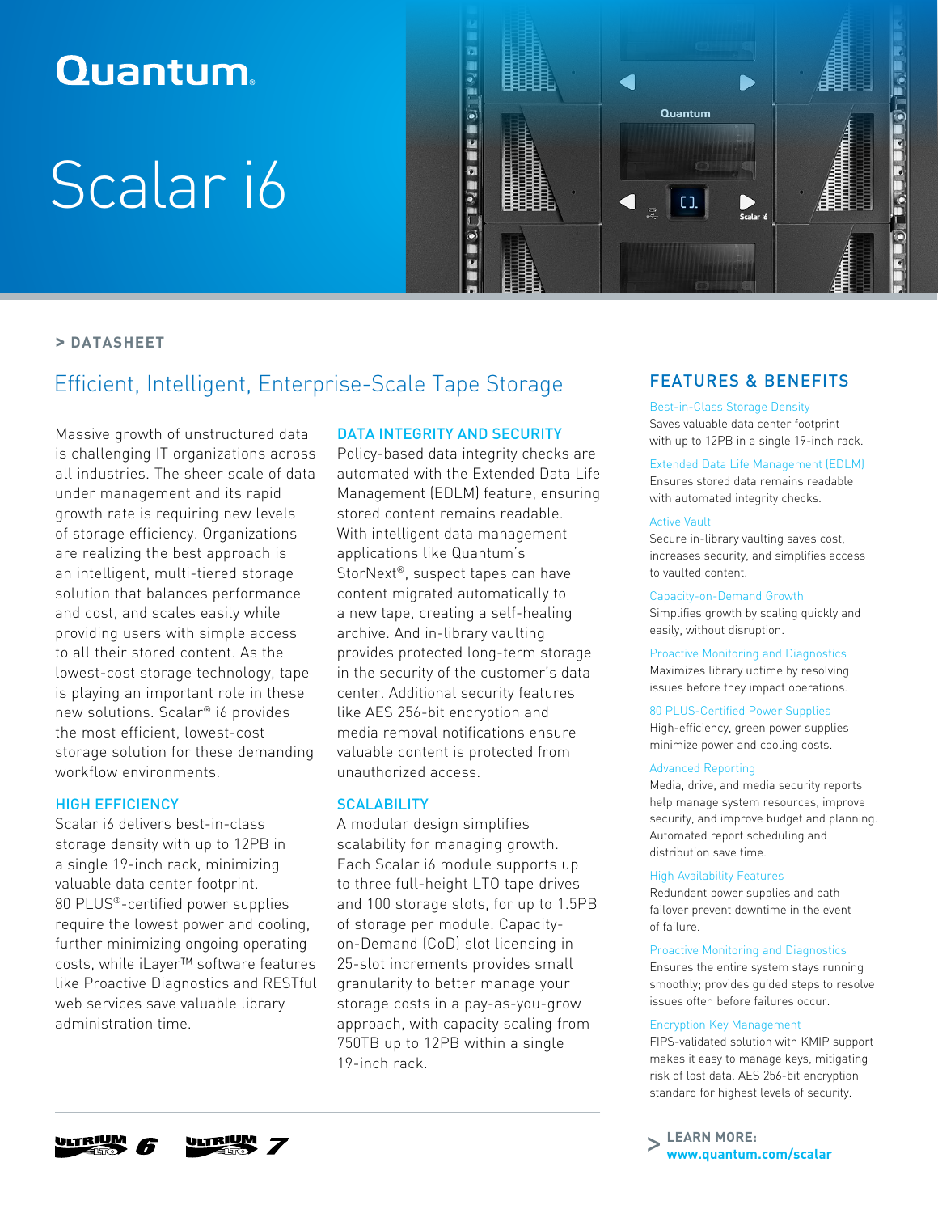# Quantum

# Scalar i6

> DATASHEET

## Efficient, Intelligent, Enterprise-Scale Tape Storage

Massive growth of unstructured data is challenging IT organizations across all industries. The sheer scale of data under management and its rapid growth rate is requiring new levels of storage efficiency. Organizations are realizing the best approach is an intelligent, multi-tiered storage solution that balances performance and cost, and scales easily while providing users with simple access to all their stored content. As the lowest-cost storage technology, tape is playing an important role in these new solutions. Scalar® i6 provides the most efficient, lowest-cost storage solution for these demanding workflow environments.

### HIGH EFFICIENCY

Scalar i6 delivers best-in-class storage density with up to 12PB in a single 19-inch rack, minimizing valuable data center footprint. 80 PLUS®-certified power supplies require the lowest power and cooling, further minimizing ongoing operating costs, while iLayer™ software features like Proactive Diagnostics and RESTful web services save valuable library administration time.

### DATA INTEGRITY AND SECURITY

Policy-based data integrity checks are automated with the Extended Data Life Management (EDLM) feature, ensuring stored content remains readable. With intelligent data management applications like Quantum's StorNext®, suspect tapes can have content migrated automatically to a new tape, creating a self-healing archive. And in-library vaulting provides protected long-term storage in the security of the customer's data center. Additional security features like AES 256-bit encryption and media removal notifications ensure valuable content is protected from unauthorized access.

### SCALABILITY

A modular design simplifies scalability for managing growth. Each Scalar i6 module supports up to three full-height LTO tape drives and 100 storage slots, for up to 1.5PB of storage per module. Capacity-on-Demand (CoD) slot licensing in 25-slot increments provides small granularity to better manage your storage costs in a pay-as-you-grow approach, with capacity scaling from 750TB up to 12PB within a single 19-inch rack.

ULTRIUM 6 ULTRIUM 7

## FEATURES & BENEFITS

**Best-in-Class Storage Density**
Saves valuable data center footprint with up to 12PB in a single 19-inch rack.

**Extended Data Life Management (EDLM)**
Ensures stored data remains readable with automated integrity checks.

**Active Vault**
Secure in-library vaulting saves cost, increases security, and simplifies access to vaulted content.

**Capacity-on-Demand Growth**
Simplifies growth by scaling quickly and easily, without disruption.

**Proactive Monitoring and Diagnostics**
Maximizes library uptime by resolving issues before they impact operations.

**80 PLUS-Certified Power Supplies**
High-efficiency, green power supplies minimize power and cooling costs.

**Advanced Reporting**
Media, drive, and media security reports help manage system resources, improve security, and improve budget and planning. Automated report scheduling and distribution save time.

**High Availability Features**
Redundant power supplies and path failover prevent downtime in the event of failure.

**Proactive Monitoring and Diagnostics**
Ensures the entire system stays running smoothly; provides guided steps to resolve issues often before failures occur.

**Encryption Key Management**
FIPS-validated solution with KMIP support makes it easy to manage keys, mitigating risk of lost data. AES 256-bit encryption standard for highest levels of security.

> **LEARN MORE:**
> **www.quantum.com/scalar**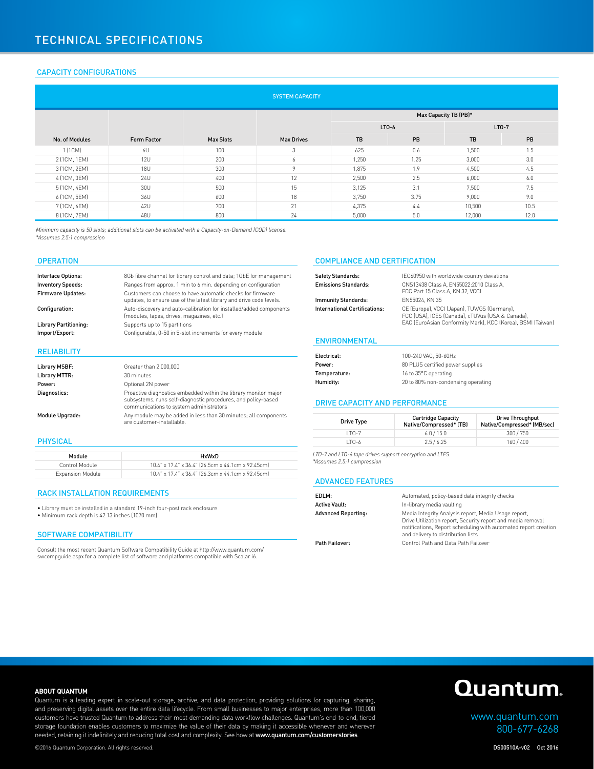# TECHNICAL SPECIFICATIONS

## CAPACITY CONFIGURATIONS

| SYSTEM CAPACITY | | | | | | | |
|---|---|---|---|---|---|---|---|
| | | | | Max Capacity TB (PB)* | | | |
| | | | | LTO-6 | | LTO-7 | |
| No. of Modules | Form Factor | Max Slots | Max Drives | TB | PB | TB | PB |
| 1 (1CM) | 6U | 100 | 3 | 625 | 0.6 | 1,500 | 1.5 |
| 2 (1CM, 1EM) | 12U | 200 | 6 | 1,250 | 1.25 | 3,000 | 3.0 |
| 3 (1CM, 2EM) | 18U | 300 | 9 | 1,875 | 1.9 | 4,500 | 4.5 |
| 4 (1CM, 3EM) | 24U | 400 | 12 | 2,500 | 2.5 | 6,000 | 6.0 |
| 5 (1CM, 4EM) | 30U | 500 | 15 | 3,125 | 3.1 | 7,500 | 7.5 |
| 6 (1CM, 5EM) | 36U | 600 | 18 | 3,750 | 3.75 | 9,000 | 9.0 |
| 7 (1CM, 6EM) | 42U | 700 | 21 | 4,375 | 4.4 | 10,500 | 10.5 |
| 8 (1CM, 7EM) | 48U | 800 | 24 | 5,000 | 5.0 | 12,000 | 12.0 |

*Minimum capacity is 50 slots; additional slots can be activated with a Capacity-on-Demand (COD) license.*
*\*Assumes 2.5:1 compression*

## OPERATION

**Interface Options:** 8Gb fibre channel for library control and data; 1GbE for management

**Inventory Speeds:** Ranges from approx. 1 min to 6 min. depending on configuration

**Firmware Updates:** Customers can choose to have automatic checks for firmware updates, to ensure use of the latest library and drive code levels.

**Configuration:** Auto-discovery and auto-calibration for installed/added components (modules, tapes, drives, magazines, etc.)

**Library Partitioning:** Supports up to 15 partitions

**Import/Export:** Configurable, 0-50 in 5-slot increments for every module

## RELIABILITY

**Library MSBF:** Greater than 2,000,000

**Library MTTR:** 30 minutes

**Power:** Optional 2N power

**Diagnostics:** Proactive diagnostics embedded within the library monitor major subsystems, runs self-diagnostic procedures, and policy-based communications to system administrators

**Module Upgrade:** Any module may be added in less than 30 minutes; all components are customer-installable.

## PHYSICAL

| Module | HxWxD |
|---|---|
| Control Module | 10.4" x 17.4" x 36.4" (26.5cm x 44.1cm x 92.45cm) |
| Expansion Module | 10.4" x 17.4" x 36.4" (26.3cm x 44.1cm x 92.45cm) |

## RACK INSTALLATION REQUIREMENTS

- Library must be installed in a standard 19-inch four-post rack enclosure
- Minimum rack depth is 42.13 inches (1070 mm)

## SOFTWARE COMPATIBILITY

Consult the most recent Quantum Software Compatibility Guide at http://www.quantum.com/swcompguide.aspx for a complete list of software and platforms compatible with Scalar i6.

## COMPLIANCE AND CERTIFICATION

**Safety Standards:** IEC60950 with worldwide country deviations

**Emissions Standards:** CNS13438 Class A, EN55022:2010 Class A, FCC Part 15 Class A, KN 32, VCCI

**Immunity Standards:** EN55024, KN 35

**International Certifications:** CE (Europe), VCCI (Japan), TUV/GS (Germany), FCC (USA), ICES (Canada), cTUVus (USA & Canada), EAC (EuroAsian Conformity Mark), KCC (Korea), BSMI (Taiwan)

## ENVIRONMENTAL

**Electrical:** 100-240 VAC, 50-60Hz

**Power:** 80 PLUS certified power supplies

**Temperature:** 16 to 35°C operating

**Humidity:** 20 to 80% non-condensing operating

## DRIVE CAPACITY AND PERFORMANCE

| Drive Type | Cartridge Capacity Native/Compressed* (TB) | Drive Throughput Native/Compressed* (MB/sec) |
|---|---|---|
| LTO-7 | 6.0 / 15.0 | 300 / 750 |
| LTO-6 | 2.5 / 6.25 | 160 / 400 |

*LTO-7 and LTO-6 tape drives support encryption and LTFS.*
*\*Assumes 2.5:1 compression*

## ADVANCED FEATURES

**EDLM:** Automated, policy-based data integrity checks

**Active Vault:** In-library media vaulting

**Advanced Reporting:** Media Integrity Analysis report, Media Usage report, Drive Utilization report, Security report and media removal notifications, Report scheduling with automated report creation and delivery to distribution lists

**Path Failover:** Control Path and Data Path Failover

**ABOUT QUANTUM**

Quantum is a leading expert in scale-out storage, archive, and data protection, providing solutions for capturing, sharing, and preserving digital assets over the entire data lifecycle. From small businesses to major enterprises, more than 100,000 customers have trusted Quantum to address their most demanding data workflow challenges. Quantum's end-to-end, tiered storage foundation enables customers to maximize the value of their data by making it accessible whenever and wherever needed, retaining it indefinitely and reducing total cost and complexity. See how at **www.quantum.com/customerstories**.

Quantum.

www.quantum.com
800-677-6268

©2016 Quantum Corporation. All rights reserved.

DS00510A-v02 Oct 2016